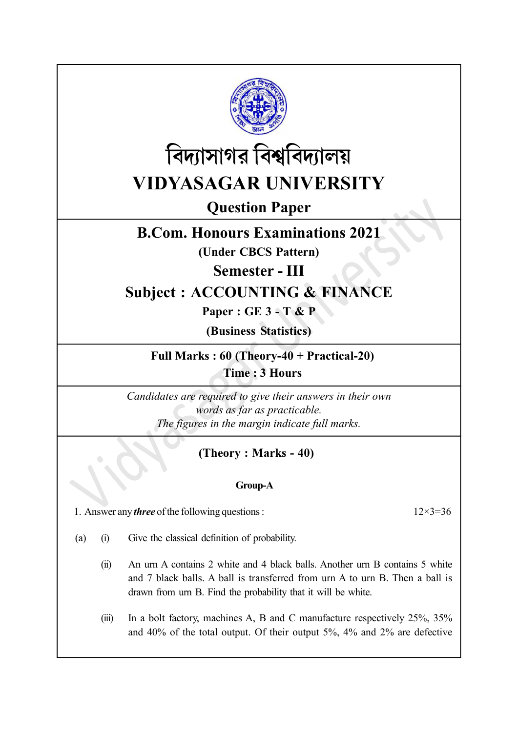# বিদ্যাসাগর বিশ্ববিদ্যালয়

# VIDYASAGAR UNIVERSITY

## Question Paper

## B.Com. Honours Examinations 2021

**(Under CBCS Pattern)**

## Semester - III

## Subject : ACCOUNTING & FINANCE

**Paper : GE 3 - T & P**

**(Business Statistics)**

**Full Marks : 60 (Theory-40 + Practical-20)**

**Time : 3 Hours**

*Candidates are required to give their answers in their own words as far as practicable.*
*The figures in the margin indicate full marks.*

## (Theory : Marks - 40)

### Group-A

1. Answer any ***three*** of the following questions : 12×3=36

(a) (i) Give the classical definition of probability.

(ii) An urn A contains 2 white and 4 black balls. Another urn B contains 5 white and 7 black balls. A ball is transferred from urn A to urn B. Then a ball is drawn from urn B. Find the probability that it will be white.

(iii) In a bolt factory, machines A, B and C manufacture respectively 25%, 35% and 40% of the total output. Of their output 5%, 4% and 2% are defective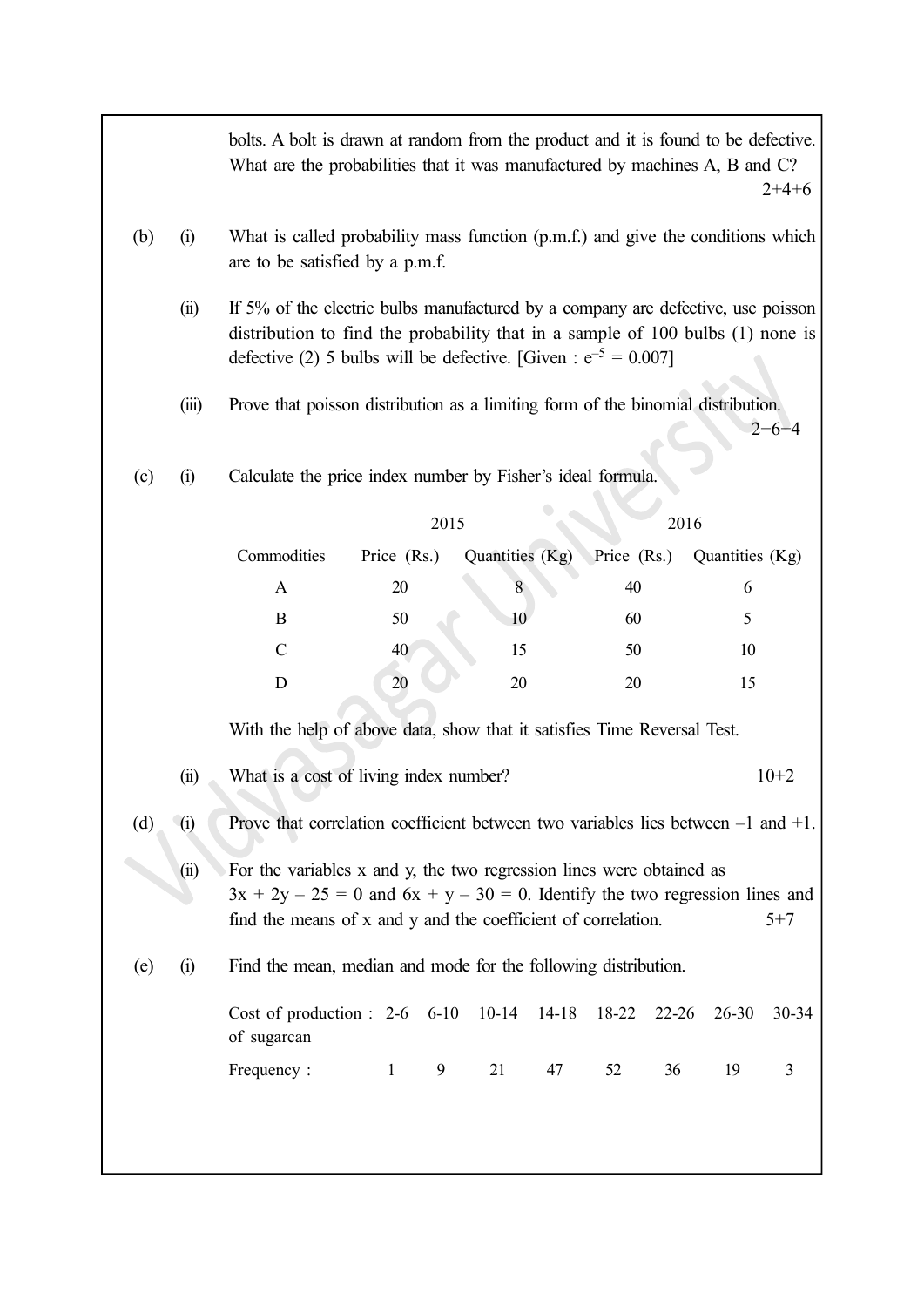bolts. A bolt is drawn at random from the product and it is found to be defective. What are the probabilities that it was manufactured by machines A, B and C?

2+4+6

(b) (i) What is called probability mass function (p.m.f.) and give the conditions which are to be satisfied by a p.m.f.

(ii) If 5% of the electric bulbs manufactured by a company are defective, use poisson distribution to find the probability that in a sample of 100 bulbs (1) none is defective (2) 5 bulbs will be defective. [Given : $e^{-5} = 0.007$]

(iii) Prove that poisson distribution as a limiting form of the binomial distribution.

2+6+4

(c) (i) Calculate the price index number by Fisher's ideal formula.

| | 2015 | | 2016 | |
|---|---|---|---|---|
| Commodities | Price (Rs.) | Quantities (Kg) | Price (Rs.) | Quantities (Kg) |
| A | 20 | 8 | 40 | 6 |
| B | 50 | 10 | 60 | 5 |
| C | 40 | 15 | 50 | 10 |
| D | 20 | 20 | 20 | 15 |

With the help of above data, show that it satisfies Time Reversal Test.

(ii) What is a cost of living index number?

10+2

(d) (i) Prove that correlation coefficient between two variables lies between –1 and +1.

(ii) For the variables x and y, the two regression lines were obtained as $3x + 2y - 25 = 0$ and $6x + y - 30 = 0$. Identify the two regression lines and find the means of x and y and the coefficient of correlation.

5+7

(e) (i) Find the mean, median and mode for the following distribution.

| Cost of production of sugarcan : | 2-6 | 6-10 | 10-14 | 14-18 | 18-22 | 22-26 | 26-30 | 30-34 |
|---|---|---|---|---|---|---|---|---|
| Frequency : | 1 | 9 | 21 | 47 | 52 | 36 | 19 | 3 |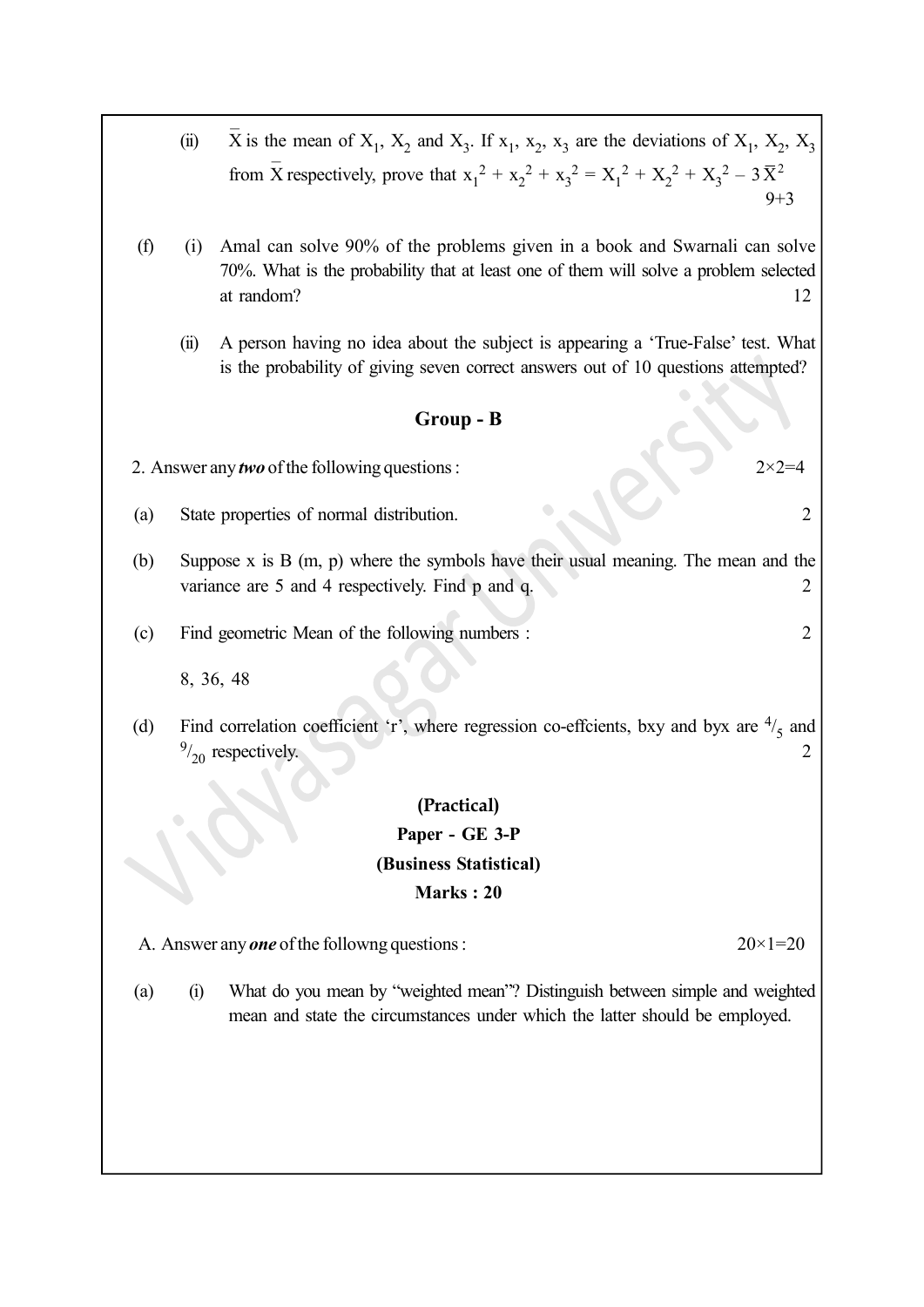(ii) $\bar{X}$ is the mean of $X_1$, $X_2$ and $X_3$. If $x_1$, $x_2$, $x_3$ are the deviations of $X_1$, $X_2$, $X_3$ from $\bar{X}$ respectively, prove that $x_1^2 + x_2^2 + x_3^2 = X_1^2 + X_2^2 + X_3^2 - 3\bar{X}^2$

9+3

(f) (i) Amal can solve 90% of the problems given in a book and Swarnali can solve 70%. What is the probability that at least one of them will solve a problem selected at random? 12

(ii) A person having no idea about the subject is appearing a 'True-False' test. What is the probability of giving seven correct answers out of 10 questions attempted?

## Group - B

2. Answer any ***two*** of the following questions : 2×2=4

(a) State properties of normal distribution. 2

(b) Suppose x is B (m, p) where the symbols have their usual meaning. The mean and the variance are 5 and 4 respectively. Find p and q. 2

(c) Find geometric Mean of the following numbers : 2

8, 36, 48

(d) Find correlation coefficient 'r', where regression co-effcients, bxy and byx are $^4/_5$ and $^9/_{20}$ respectively. 2

**(Practical)**

**Paper - GE 3-P**

**(Business Statistical)**

**Marks : 20**

A. Answer any ***one*** of the followng questions : 20×1=20

(a) (i) What do you mean by "weighted mean"? Distinguish between simple and weighted mean and state the circumstances under which the latter should be employed.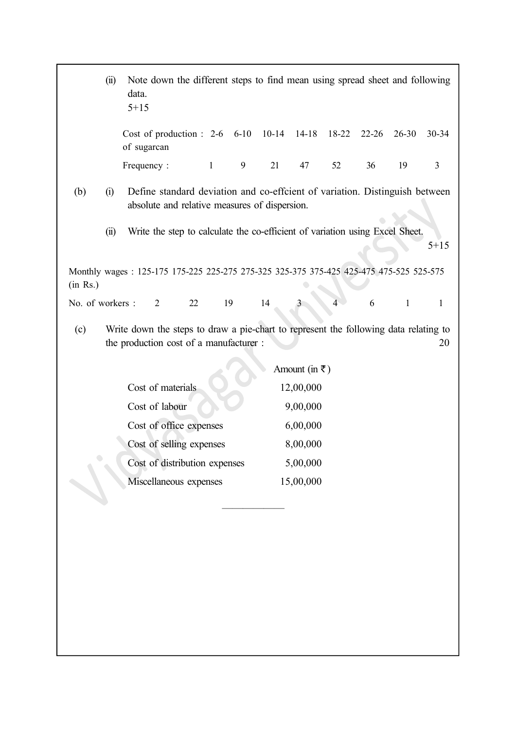(ii) Note down the different steps to find mean using spread sheet and following data.
5+15

| Cost of production of sugarcan : | 2-6 | 6-10 | 10-14 | 14-18 | 18-22 | 22-26 | 26-30 | 30-34 |
|---|---|---|---|---|---|---|---|---|
| Frequency : | 1 | 9 | 21 | 47 | 52 | 36 | 19 | 3 |

(b) (i) Define standard deviation and co-effcient of variation. Distinguish between absolute and relative measures of dispersion.

(ii) Write the step to calculate the co-efficient of variation using Excel Sheet.
5+15

| Monthly wages (in Rs.) : | 125-175 | 175-225 | 225-275 | 275-325 | 325-375 | 375-425 | 425-475 | 475-525 | 525-575 |
|---|---|---|---|---|---|---|---|---|---|
| No. of workers : | 2 | 22 | 19 | 14 | 3 | 4 | 6 | 1 | 1 |

(c) Write down the steps to draw a pie-chart to represent the following data relating to the production cost of a manufacturer :
20

| | Amount (in ₹) |
|---|---|
| Cost of materials | 12,00,000 |
| Cost of labour | 9,00,000 |
| Cost of office expenses | 6,00,000 |
| Cost of selling expenses | 8,00,000 |
| Cost of distribution expenses | 5,00,000 |
| Miscellaneous expenses | 15,00,000 |